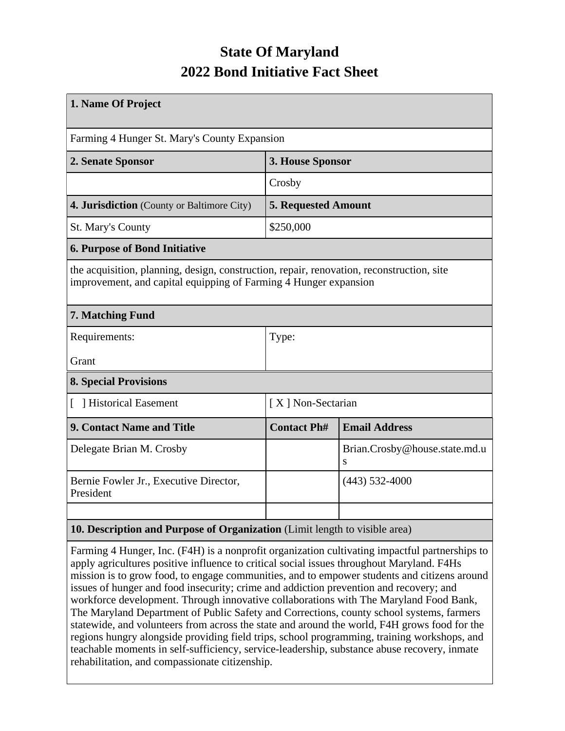# State Of Maryland
# 2022 Bond Initiative Fact Sheet

| **1. Name Of Project** | | |
|---|---|---|
| Farming 4 Hunger St. Mary's County Expansion | | |
| **2. Senate Sponsor** | **3. House Sponsor** | |
| | Crosby | |
| **4. Jurisdiction** (County or Baltimore City) | **5. Requested Amount** | |
| St. Mary's County | $250,000 | |
| **6. Purpose of Bond Initiative** | | |
| the acquisition, planning, design, construction, repair, renovation, reconstruction, site improvement, and capital equipping of Farming 4 Hunger expansion | | |
| **7. Matching Fund** | | |
| Requirements: Grant | Type: | |
| **8. Special Provisions** | | |
| [ ] Historical Easement | [ X ] Non-Sectarian | |
| **9. Contact Name and Title** | **Contact Ph#** | **Email Address** |
| Delegate Brian M. Crosby | | Brian.Crosby@house.state.md.us |
| Bernie Fowler Jr., Executive Director, President | | (443) 532-4000 |
| | | |
| **10. Description and Purpose of Organization** (Limit length to visible area) | | |
| Farming 4 Hunger, Inc. (F4H) is a nonprofit organization cultivating impactful partnerships to apply agricultures positive influence to critical social issues throughout Maryland. F4Hs mission is to grow food, to engage communities, and to empower students and citizens around issues of hunger and food insecurity; crime and addiction prevention and recovery; and workforce development. Through innovative collaborations with The Maryland Food Bank, The Maryland Department of Public Safety and Corrections, county school systems, farmers statewide, and volunteers from across the state and around the world, F4H grows food for the regions hungry alongside providing field trips, school programming, training workshops, and teachable moments in self-sufficiency, service-leadership, substance abuse recovery, inmate rehabilitation, and compassionate citizenship. | | |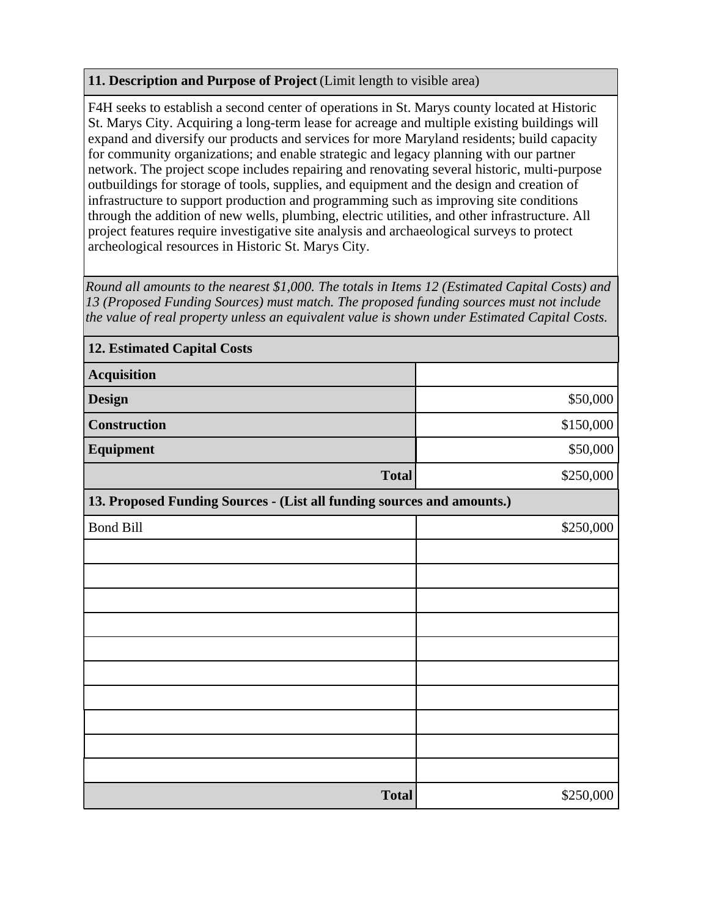**11. Description and Purpose of Project** (Limit length to visible area)

F4H seeks to establish a second center of operations in St. Marys county located at Historic St. Marys City. Acquiring a long-term lease for acreage and multiple existing buildings will expand and diversify our products and services for more Maryland residents; build capacity for community organizations; and enable strategic and legacy planning with our partner network. The project scope includes repairing and renovating several historic, multi-purpose outbuildings for storage of tools, supplies, and equipment and the design and creation of infrastructure to support production and programming such as improving site conditions through the addition of new wells, plumbing, electric utilities, and other infrastructure. All project features require investigative site analysis and archaeological surveys to protect archeological resources in Historic St. Marys City.

*Round all amounts to the nearest $1,000. The totals in Items 12 (Estimated Capital Costs) and 13 (Proposed Funding Sources) must match. The proposed funding sources must not include the value of real property unless an equivalent value is shown under Estimated Capital Costs.*

| **12. Estimated Capital Costs** | |
|---|---|
| **Acquisition** | |
| **Design** | $50,000 |
| **Construction** | $150,000 |
| **Equipment** | $50,000 |
| **Total** | $250,000 |

| **13. Proposed Funding Sources - (List all funding sources and amounts.)** | |
|---|---|
| Bond Bill | $250,000 |
| | |
| | |
| | |
| | |
| | |
| | |
| | |
| | |
| | |
| | |
| **Total** | $250,000 |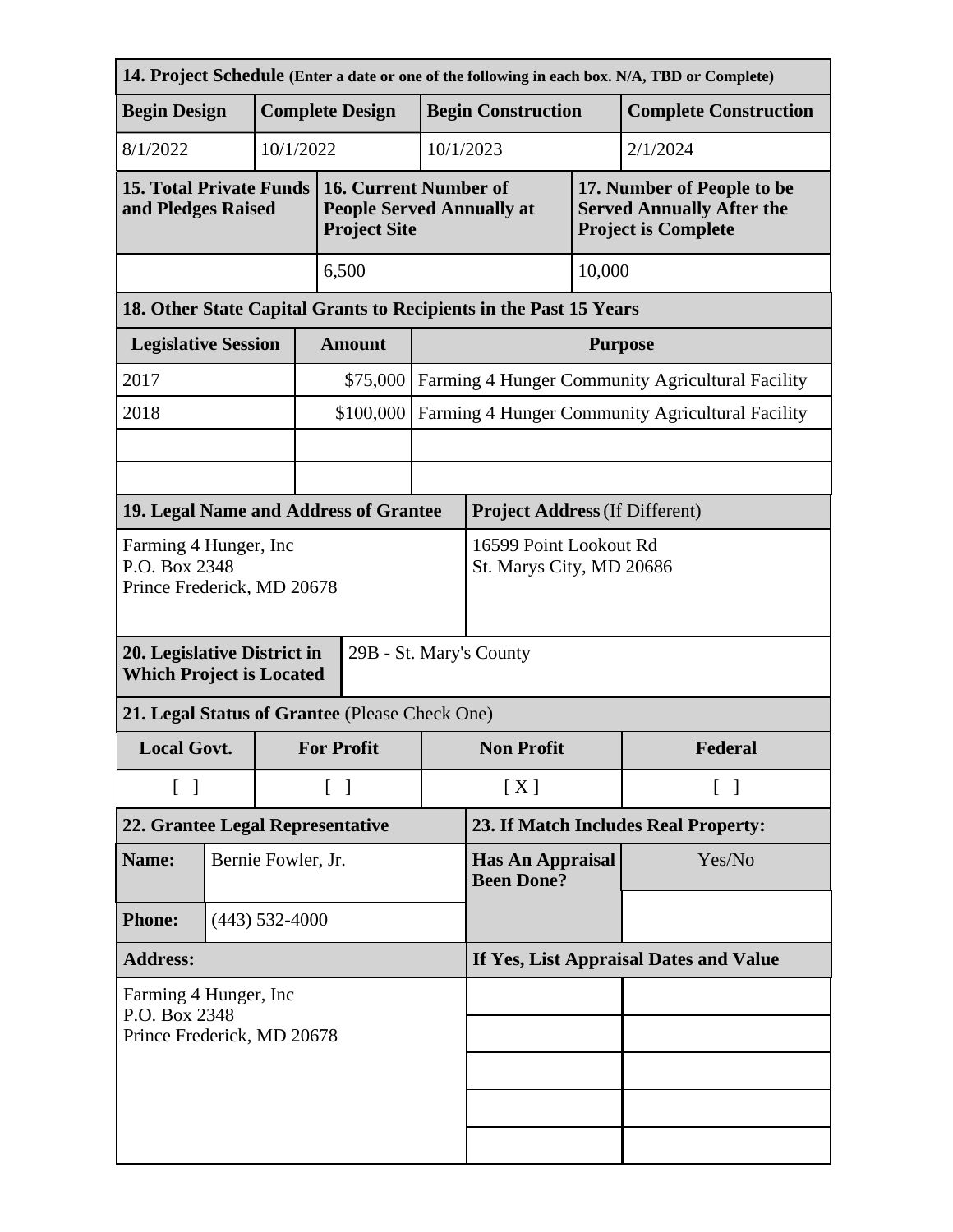| 14. Project Schedule (Enter a date or one of the following in each box. N/A, TBD or Complete) | | | |
|---|---|---|---|
| **Begin Design** | **Complete Design** | **Begin Construction** | **Complete Construction** |
| 8/1/2022 | 10/1/2022 | 10/1/2023 | 2/1/2024 |

| 15. Total Private Funds and Pledges Raised | 16. Current Number of People Served Annually at Project Site | 17. Number of People to be Served Annually After the Project is Complete |
|---|---|---|
| | 6,500 | 10,000 |

| 18. Other State Capital Grants to Recipients in the Past 15 Years | | |
|---|---|---|
| **Legislative Session** | **Amount** | **Purpose** |
| 2017 | $75,000 | Farming 4 Hunger Community Agricultural Facility |
| 2018 | $100,000 | Farming 4 Hunger Community Agricultural Facility |
| | | |
| | | |

| 19. Legal Name and Address of Grantee | Project Address (If Different) |
|---|---|
| Farming 4 Hunger, Inc<br>P.O. Box 2348<br>Prince Frederick, MD 20678 | 16599 Point Lookout Rd<br>St. Marys City, MD 20686 |

| 20. Legislative District in Which Project is Located | 29B - St. Mary's County |
|---|---|

| 21. Legal Status of Grantee (Please Check One) | | | |
|---|---|---|---|
| **Local Govt.** | **For Profit** | **Non Profit** | **Federal** |
| [ ] | [ ] | [ X ] | [ ] |

| 22. Grantee Legal Representative | | 23. If Match Includes Real Property: | |
|---|---|---|---|
| **Name:** | Bernie Fowler, Jr. | **Has An Appraisal Been Done?** | Yes/No |
| **Phone:** | (443) 532-4000 | | |
| **Address:** | | **If Yes, List Appraisal Dates and Value** | |
| Farming 4 Hunger, Inc<br>P.O. Box 2348<br>Prince Frederick, MD 20678 | | | |
| | | | |
| | | | |
| | | | |
| | | | |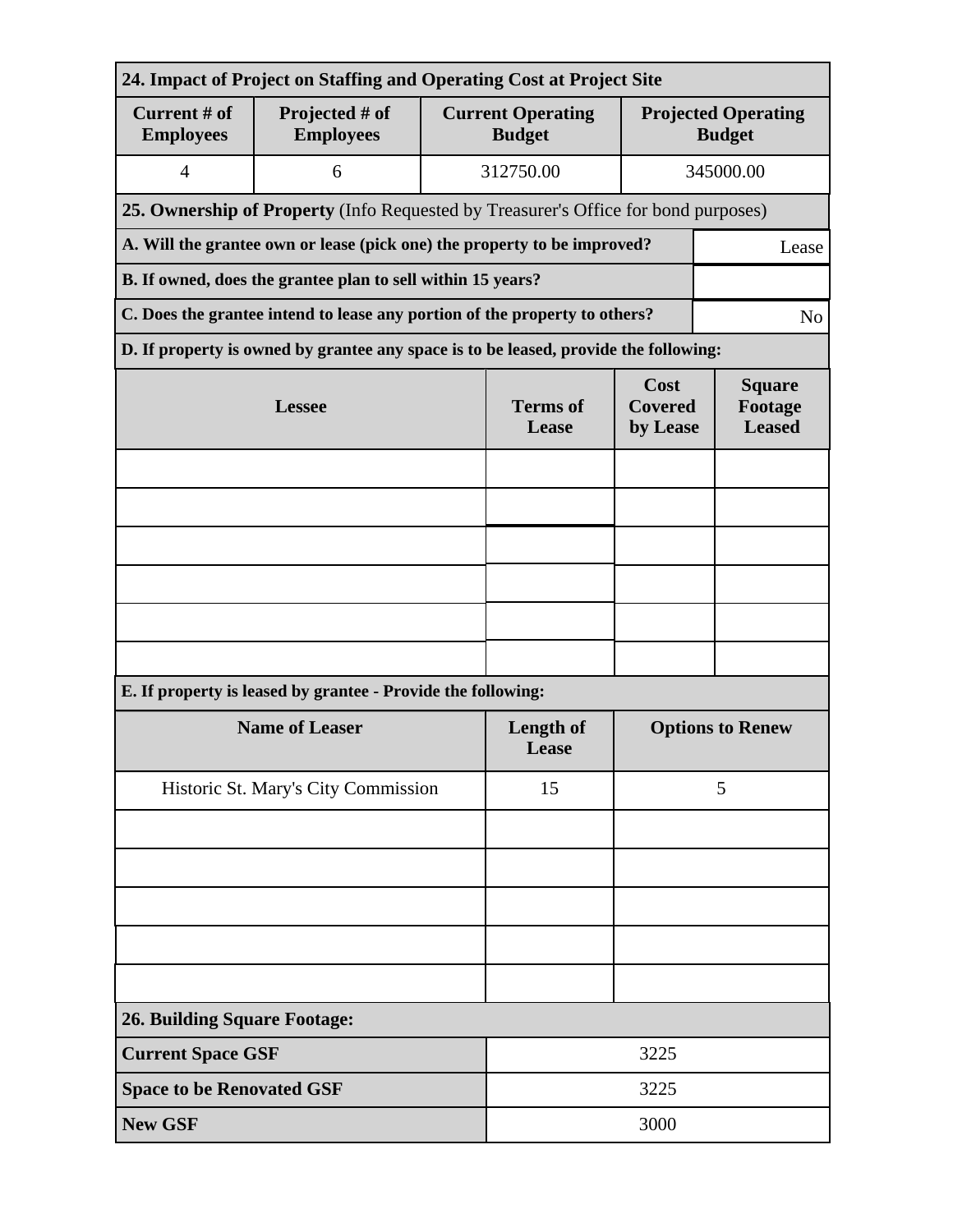**24. Impact of Project on Staffing and Operating Cost at Project Site**

| Current # of Employees | Projected # of Employees | Current Operating Budget | Projected Operating Budget |
|---|---|---|---|
| 4 | 6 | 312750.00 | 345000.00 |

**25. Ownership of Property** (Info Requested by Treasurer's Office for bond purposes)

| | |
|---|---|
| **A. Will the grantee own or lease (pick one) the property to be improved?** | Lease |
| **B. If owned, does the grantee plan to sell within 15 years?** | |
| **C. Does the grantee intend to lease any portion of the property to others?** | No |

**D. If property is owned by grantee any space is to be leased, provide the following:**

| Lessee | Terms of Lease | Cost Covered by Lease | Square Footage Leased |
|---|---|---|---|
| | | | |
| | | | |
| | | | |
| | | | |
| | | | |
| | | | |

**E. If property is leased by grantee - Provide the following:**

| Name of Leaser | Length of Lease | Options to Renew |
|---|---|---|
| Historic St. Mary's City Commission | 15 | 5 |
| | | |
| | | |
| | | |
| | | |
| | | |

**26. Building Square Footage:**

| | |
|---|---|
| **Current Space GSF** | 3225 |
| **Space to be Renovated GSF** | 3225 |
| **New GSF** | 3000 |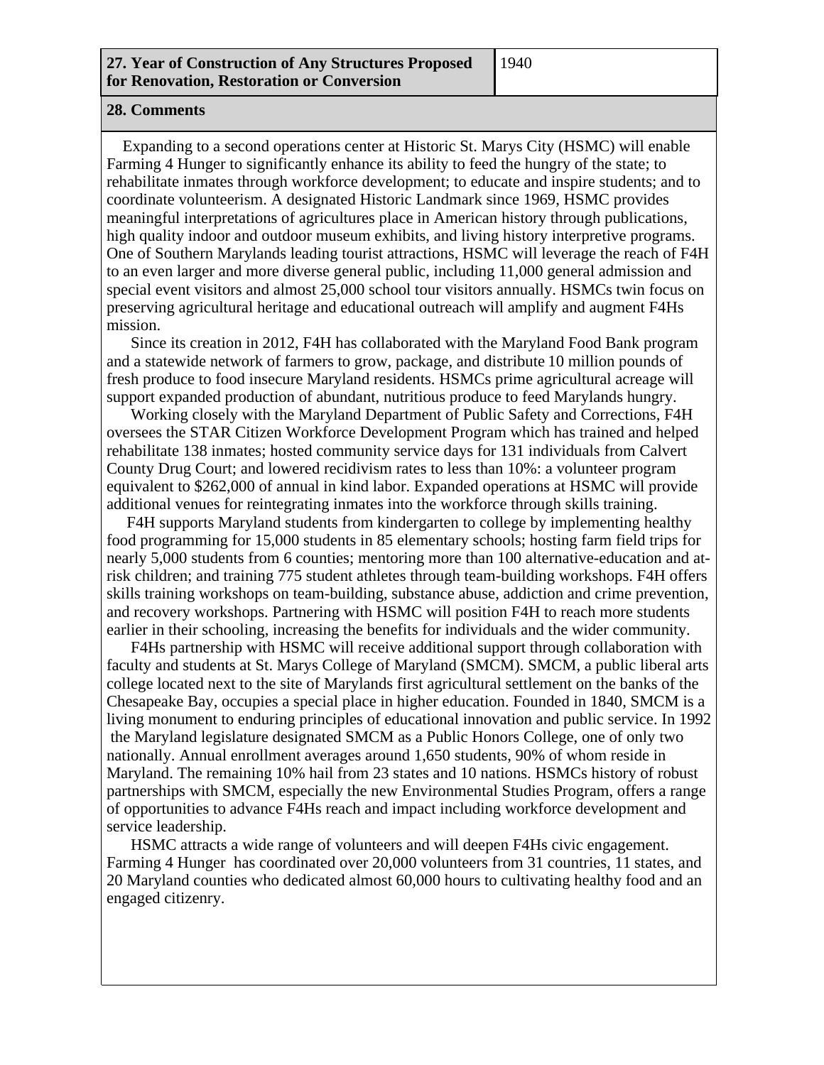| 27. Year of Construction of Any Structures Proposed for Renovation, Restoration or Conversion | 1940 |
|---|---|

**28. Comments**

Expanding to a second operations center at Historic St. Marys City (HSMC) will enable Farming 4 Hunger to significantly enhance its ability to feed the hungry of the state; to rehabilitate inmates through workforce development; to educate and inspire students; and to coordinate volunteerism. A designated Historic Landmark since 1969, HSMC provides meaningful interpretations of agricultures place in American history through publications, high quality indoor and outdoor museum exhibits, and living history interpretive programs. One of Southern Marylands leading tourist attractions, HSMC will leverage the reach of F4H to an even larger and more diverse general public, including 11,000 general admission and special event visitors and almost 25,000 school tour visitors annually. HSMCs twin focus on preserving agricultural heritage and educational outreach will amplify and augment F4Hs mission.

Since its creation in 2012, F4H has collaborated with the Maryland Food Bank program and a statewide network of farmers to grow, package, and distribute 10 million pounds of fresh produce to food insecure Maryland residents. HSMCs prime agricultural acreage will support expanded production of abundant, nutritious produce to feed Marylands hungry.

Working closely with the Maryland Department of Public Safety and Corrections, F4H oversees the STAR Citizen Workforce Development Program which has trained and helped rehabilitate 138 inmates; hosted community service days for 131 individuals from Calvert County Drug Court; and lowered recidivism rates to less than 10%: a volunteer program equivalent to $262,000 of annual in kind labor. Expanded operations at HSMC will provide additional venues for reintegrating inmates into the workforce through skills training.

F4H supports Maryland students from kindergarten to college by implementing healthy food programming for 15,000 students in 85 elementary schools; hosting farm field trips for nearly 5,000 students from 6 counties; mentoring more than 100 alternative-education and at-risk children; and training 775 student athletes through team-building workshops. F4H offers skills training workshops on team-building, substance abuse, addiction and crime prevention, and recovery workshops. Partnering with HSMC will position F4H to reach more students earlier in their schooling, increasing the benefits for individuals and the wider community.

F4Hs partnership with HSMC will receive additional support through collaboration with faculty and students at St. Marys College of Maryland (SMCM). SMCM, a public liberal arts college located next to the site of Marylands first agricultural settlement on the banks of the Chesapeake Bay, occupies a special place in higher education. Founded in 1840, SMCM is a living monument to enduring principles of educational innovation and public service. In 1992 the Maryland legislature designated SMCM as a Public Honors College, one of only two nationally. Annual enrollment averages around 1,650 students, 90% of whom reside in Maryland. The remaining 10% hail from 23 states and 10 nations. HSMCs history of robust partnerships with SMCM, especially the new Environmental Studies Program, offers a range of opportunities to advance F4Hs reach and impact including workforce development and service leadership.

HSMC attracts a wide range of volunteers and will deepen F4Hs civic engagement. Farming 4 Hunger has coordinated over 20,000 volunteers from 31 countries, 11 states, and 20 Maryland counties who dedicated almost 60,000 hours to cultivating healthy food and an engaged citizenry.